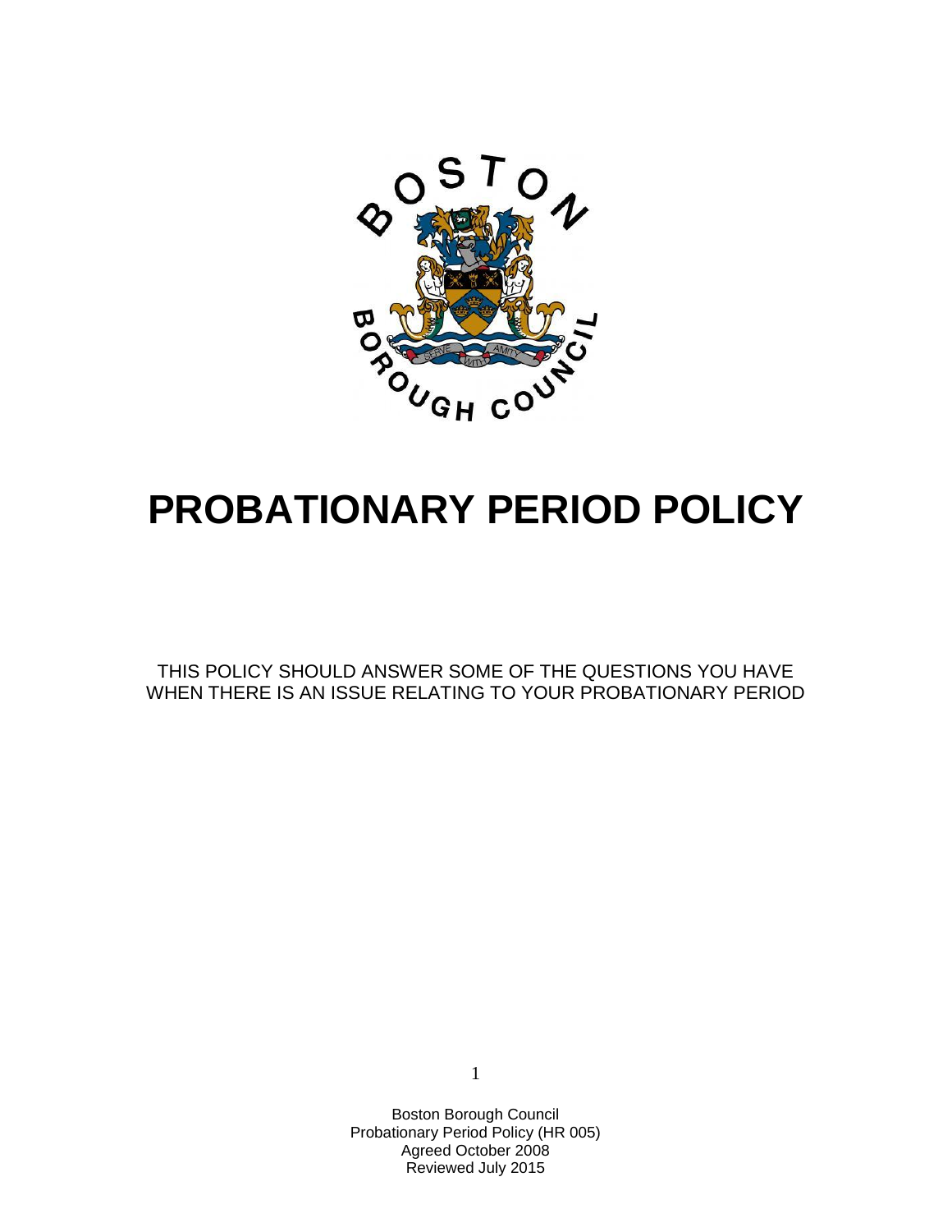# PROBATIONARY PERIOD POLICY

THIS POLICY SHOULD ANSWER SOME OF THE QUESTIONS YOU HAVE WHEN THERE IS AN ISSUE RELATING TO YOUR PROBATIONARY PERIOD

Boston Borough Council
Probationary Period Policy (HR 005)
Agreed October 2008
Reviewed July 2015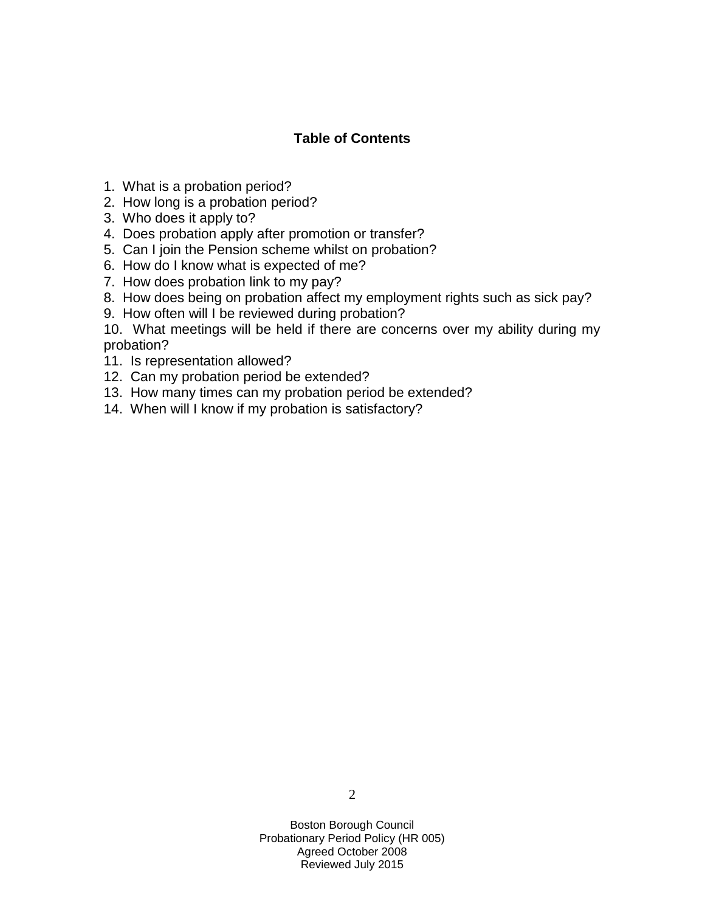## Table of Contents

1. What is a probation period?
2. How long is a probation period?
3. Who does it apply to?
4. Does probation apply after promotion or transfer?
5. Can I join the Pension scheme whilst on probation?
6. How do I know what is expected of me?
7. How does probation link to my pay?
8. How does being on probation affect my employment rights such as sick pay?
9. How often will I be reviewed during probation?
10. What meetings will be held if there are concerns over my ability during my probation?
11. Is representation allowed?
12. Can my probation period be extended?
13. How many times can my probation period be extended?
14. When will I know if my probation is satisfactory?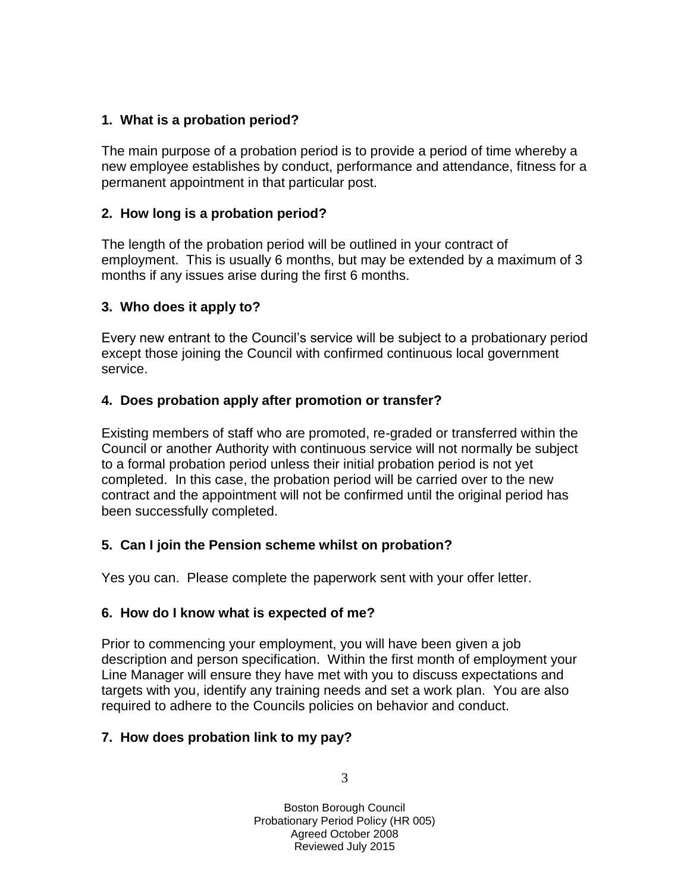### 1. What is a probation period?

The main purpose of a probation period is to provide a period of time whereby a new employee establishes by conduct, performance and attendance, fitness for a permanent appointment in that particular post.

### 2. How long is a probation period?

The length of the probation period will be outlined in your contract of employment. This is usually 6 months, but may be extended by a maximum of 3 months if any issues arise during the first 6 months.

### 3. Who does it apply to?

Every new entrant to the Council's service will be subject to a probationary period except those joining the Council with confirmed continuous local government service.

### 4. Does probation apply after promotion or transfer?

Existing members of staff who are promoted, re-graded or transferred within the Council or another Authority with continuous service will not normally be subject to a formal probation period unless their initial probation period is not yet completed. In this case, the probation period will be carried over to the new contract and the appointment will not be confirmed until the original period has been successfully completed.

### 5. Can I join the Pension scheme whilst on probation?

Yes you can. Please complete the paperwork sent with your offer letter.

### 6. How do I know what is expected of me?

Prior to commencing your employment, you will have been given a job description and person specification. Within the first month of employment your Line Manager will ensure they have met with you to discuss expectations and targets with you, identify any training needs and set a work plan. You are also required to adhere to the Councils policies on behavior and conduct.

### 7. How does probation link to my pay?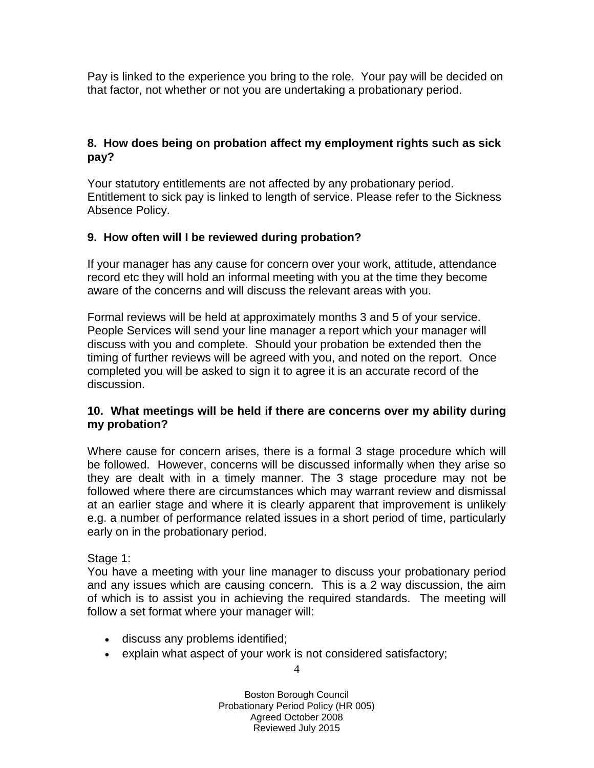Pay is linked to the experience you bring to the role. Your pay will be decided on that factor, not whether or not you are undertaking a probationary period.

### 8. How does being on probation affect my employment rights such as sick pay?

Your statutory entitlements are not affected by any probationary period. Entitlement to sick pay is linked to length of service. Please refer to the Sickness Absence Policy.

### 9. How often will I be reviewed during probation?

If your manager has any cause for concern over your work, attitude, attendance record etc they will hold an informal meeting with you at the time they become aware of the concerns and will discuss the relevant areas with you.

Formal reviews will be held at approximately months 3 and 5 of your service. People Services will send your line manager a report which your manager will discuss with you and complete. Should your probation be extended then the timing of further reviews will be agreed with you, and noted on the report. Once completed you will be asked to sign it to agree it is an accurate record of the discussion.

### 10. What meetings will be held if there are concerns over my ability during my probation?

Where cause for concern arises, there is a formal 3 stage procedure which will be followed. However, concerns will be discussed informally when they arise so they are dealt with in a timely manner. The 3 stage procedure may not be followed where there are circumstances which may warrant review and dismissal at an earlier stage and where it is clearly apparent that improvement is unlikely e.g. a number of performance related issues in a short period of time, particularly early on in the probationary period.

Stage 1:
You have a meeting with your line manager to discuss your probationary period and any issues which are causing concern. This is a 2 way discussion, the aim of which is to assist you in achieving the required standards. The meeting will follow a set format where your manager will:

- discuss any problems identified;
- explain what aspect of your work is not considered satisfactory;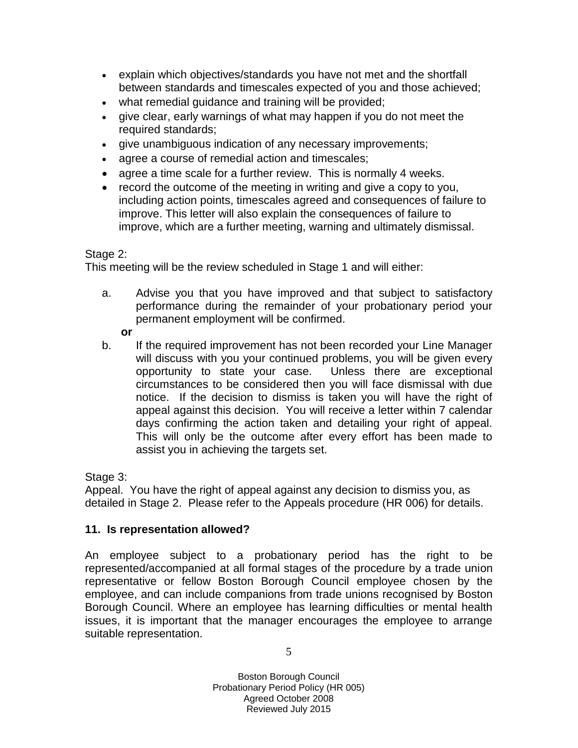- explain which objectives/standards you have not met and the shortfall between standards and timescales expected of you and those achieved;
- what remedial guidance and training will be provided;
- give clear, early warnings of what may happen if you do not meet the required standards;
- give unambiguous indication of any necessary improvements;
- agree a course of remedial action and timescales;
- agree a time scale for a further review. This is normally 4 weeks.
- record the outcome of the meeting in writing and give a copy to you, including action points, timescales agreed and consequences of failure to improve. This letter will also explain the consequences of failure to improve, which are a further meeting, warning and ultimately dismissal.

Stage 2:
This meeting will be the review scheduled in Stage 1 and will either:

a. Advise you that you have improved and that subject to satisfactory performance during the remainder of your probationary period your permanent employment will be confirmed.

**or**

b. If the required improvement has not been recorded your Line Manager will discuss with you your continued problems, you will be given every opportunity to state your case. Unless there are exceptional circumstances to be considered then you will face dismissal with due notice. If the decision to dismiss is taken you will have the right of appeal against this decision. You will receive a letter within 7 calendar days confirming the action taken and detailing your right of appeal. This will only be the outcome after every effort has been made to assist you in achieving the targets set.

Stage 3:
Appeal. You have the right of appeal against any decision to dismiss you, as detailed in Stage 2. Please refer to the Appeals procedure (HR 006) for details.

## 11. Is representation allowed?

An employee subject to a probationary period has the right to be represented/accompanied at all formal stages of the procedure by a trade union representative or fellow Boston Borough Council employee chosen by the employee, and can include companions from trade unions recognised by Boston Borough Council. Where an employee has learning difficulties or mental health issues, it is important that the manager encourages the employee to arrange suitable representation.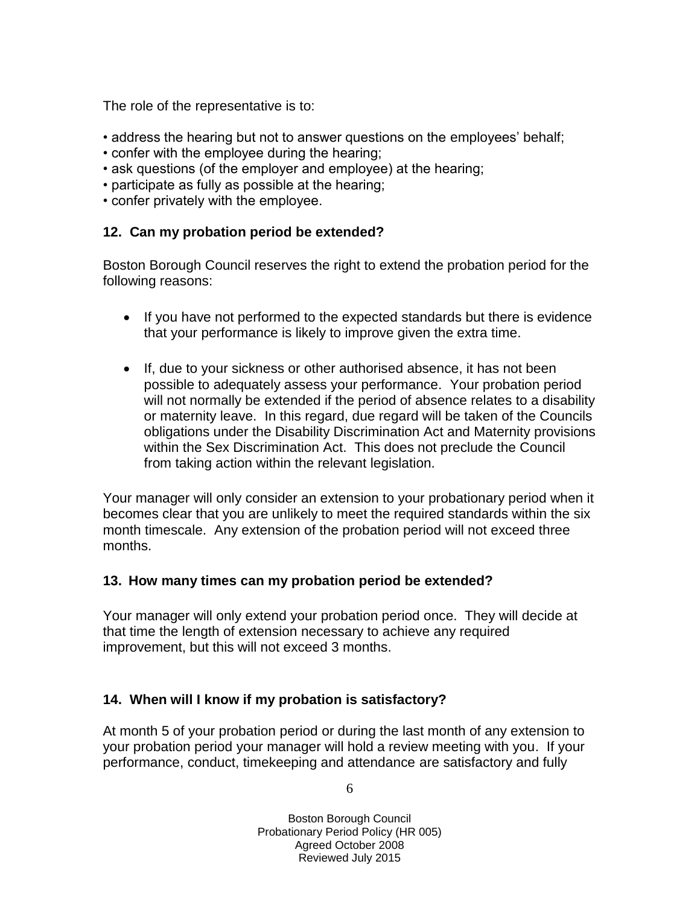The role of the representative is to:

- address the hearing but not to answer questions on the employees' behalf;
- confer with the employee during the hearing;
- ask questions (of the employer and employee) at the hearing;
- participate as fully as possible at the hearing;
- confer privately with the employee.

### 12. Can my probation period be extended?

Boston Borough Council reserves the right to extend the probation period for the following reasons:

- If you have not performed to the expected standards but there is evidence that your performance is likely to improve given the extra time.
- If, due to your sickness or other authorised absence, it has not been possible to adequately assess your performance. Your probation period will not normally be extended if the period of absence relates to a disability or maternity leave. In this regard, due regard will be taken of the Councils obligations under the Disability Discrimination Act and Maternity provisions within the Sex Discrimination Act. This does not preclude the Council from taking action within the relevant legislation.

Your manager will only consider an extension to your probationary period when it becomes clear that you are unlikely to meet the required standards within the six month timescale. Any extension of the probation period will not exceed three months.

### 13. How many times can my probation period be extended?

Your manager will only extend your probation period once. They will decide at that time the length of extension necessary to achieve any required improvement, but this will not exceed 3 months.

### 14. When will I know if my probation is satisfactory?

At month 5 of your probation period or during the last month of any extension to your probation period your manager will hold a review meeting with you. If your performance, conduct, timekeeping and attendance are satisfactory and fully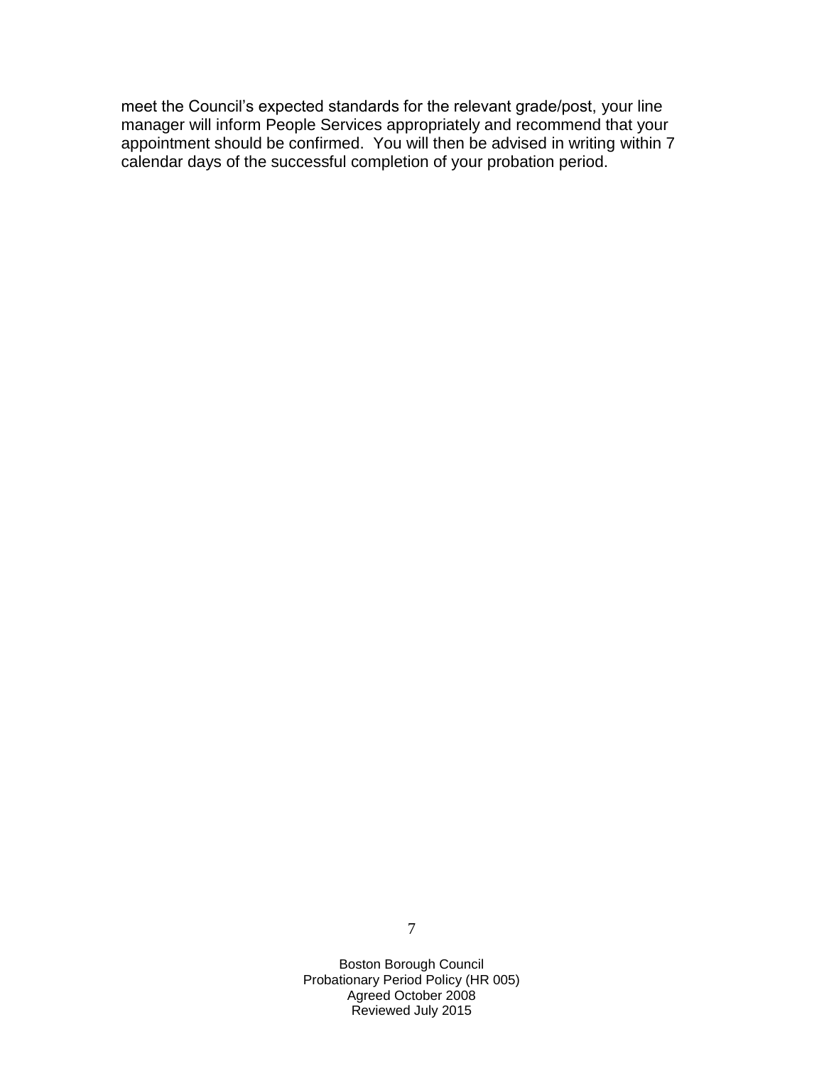meet the Council's expected standards for the relevant grade/post, your line manager will inform People Services appropriately and recommend that your appointment should be confirmed. You will then be advised in writing within 7 calendar days of the successful completion of your probation period.